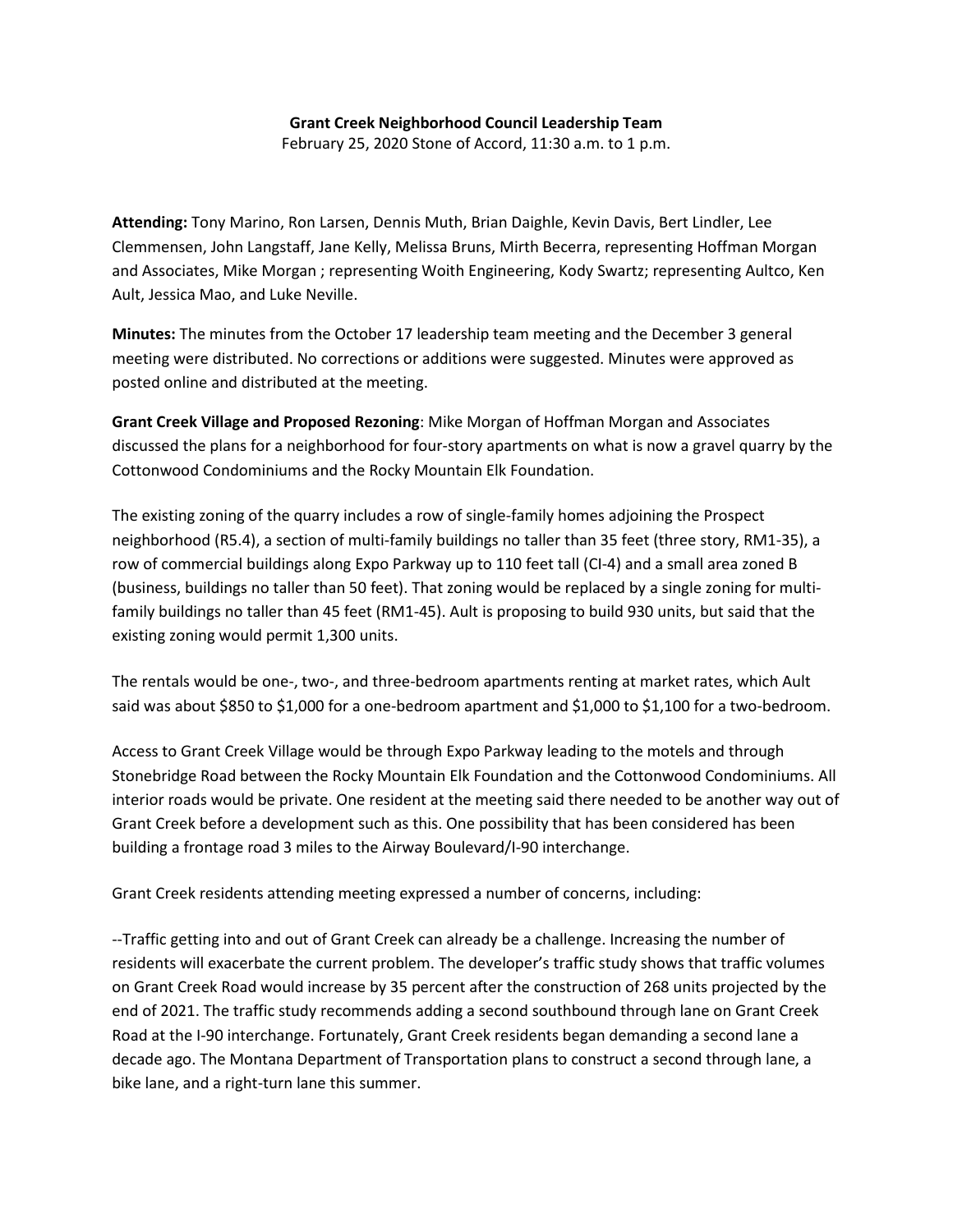**Grant Creek Neighborhood Council Leadership Team**

February 25, 2020 Stone of Accord, 11:30 a.m. to 1 p.m.

**Attending:** Tony Marino, Ron Larsen, Dennis Muth, Brian Daighle, Kevin Davis, Bert Lindler, Lee Clemmensen, John Langstaff, Jane Kelly, Melissa Bruns, Mirth Becerra, representing Hoffman Morgan and Associates, Mike Morgan ; representing Woith Engineering, Kody Swartz; representing Aultco, Ken Ault, Jessica Mao, and Luke Neville.

**Minutes:** The minutes from the October 17 leadership team meeting and the December 3 general meeting were distributed. No corrections or additions were suggested. Minutes were approved as posted online and distributed at the meeting.

**Grant Creek Village and Proposed Rezoning**: Mike Morgan of Hoffman Morgan and Associates discussed the plans for a neighborhood for four-story apartments on what is now a gravel quarry by the Cottonwood Condominiums and the Rocky Mountain Elk Foundation.

The existing zoning of the quarry includes a row of single-family homes adjoining the Prospect neighborhood (R5.4), a section of multi-family buildings no taller than 35 feet (three story, RM1-35), a row of commercial buildings along Expo Parkway up to 110 feet tall (CI-4) and a small area zoned B (business, buildings no taller than 50 feet). That zoning would be replaced by a single zoning for multi-family buildings no taller than 45 feet (RM1-45). Ault is proposing to build 930 units, but said that the existing zoning would permit 1,300 units.

The rentals would be one-, two-, and three-bedroom apartments renting at market rates, which Ault said was about $850 to $1,000 for a one-bedroom apartment and $1,000 to $1,100 for a two-bedroom.

Access to Grant Creek Village would be through Expo Parkway leading to the motels and through Stonebridge Road between the Rocky Mountain Elk Foundation and the Cottonwood Condominiums. All interior roads would be private. One resident at the meeting said there needed to be another way out of Grant Creek before a development such as this. One possibility that has been considered has been building a frontage road 3 miles to the Airway Boulevard/I-90 interchange.

Grant Creek residents attending meeting expressed a number of concerns, including:

--Traffic getting into and out of Grant Creek can already be a challenge. Increasing the number of residents will exacerbate the current problem. The developer's traffic study shows that traffic volumes on Grant Creek Road would increase by 35 percent after the construction of 268 units projected by the end of 2021. The traffic study recommends adding a second southbound through lane on Grant Creek Road at the I-90 interchange. Fortunately, Grant Creek residents began demanding a second lane a decade ago. The Montana Department of Transportation plans to construct a second through lane, a bike lane, and a right-turn lane this summer.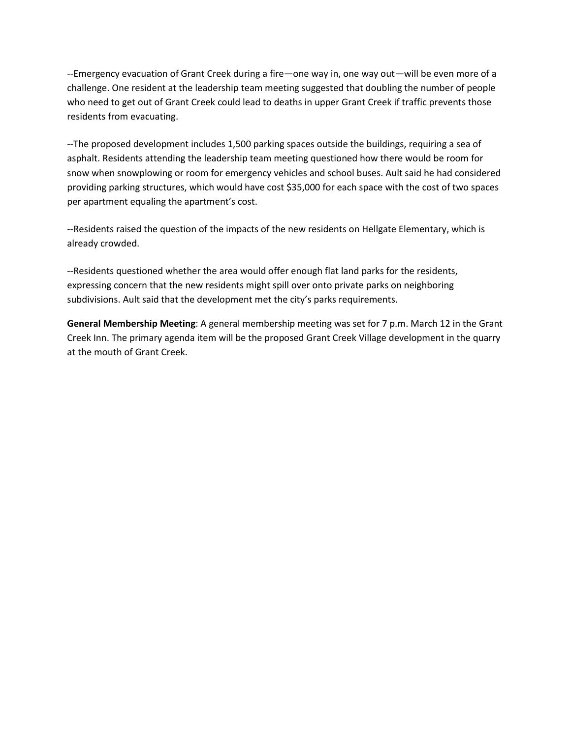--Emergency evacuation of Grant Creek during a fire—one way in, one way out—will be even more of a challenge. One resident at the leadership team meeting suggested that doubling the number of people who need to get out of Grant Creek could lead to deaths in upper Grant Creek if traffic prevents those residents from evacuating.

--The proposed development includes 1,500 parking spaces outside the buildings, requiring a sea of asphalt. Residents attending the leadership team meeting questioned how there would be room for snow when snowplowing or room for emergency vehicles and school buses. Ault said he had considered providing parking structures, which would have cost $35,000 for each space with the cost of two spaces per apartment equaling the apartment's cost.

--Residents raised the question of the impacts of the new residents on Hellgate Elementary, which is already crowded.

--Residents questioned whether the area would offer enough flat land parks for the residents, expressing concern that the new residents might spill over onto private parks on neighboring subdivisions. Ault said that the development met the city's parks requirements.

**General Membership Meeting**: A general membership meeting was set for 7 p.m. March 12 in the Grant Creek Inn. The primary agenda item will be the proposed Grant Creek Village development in the quarry at the mouth of Grant Creek.